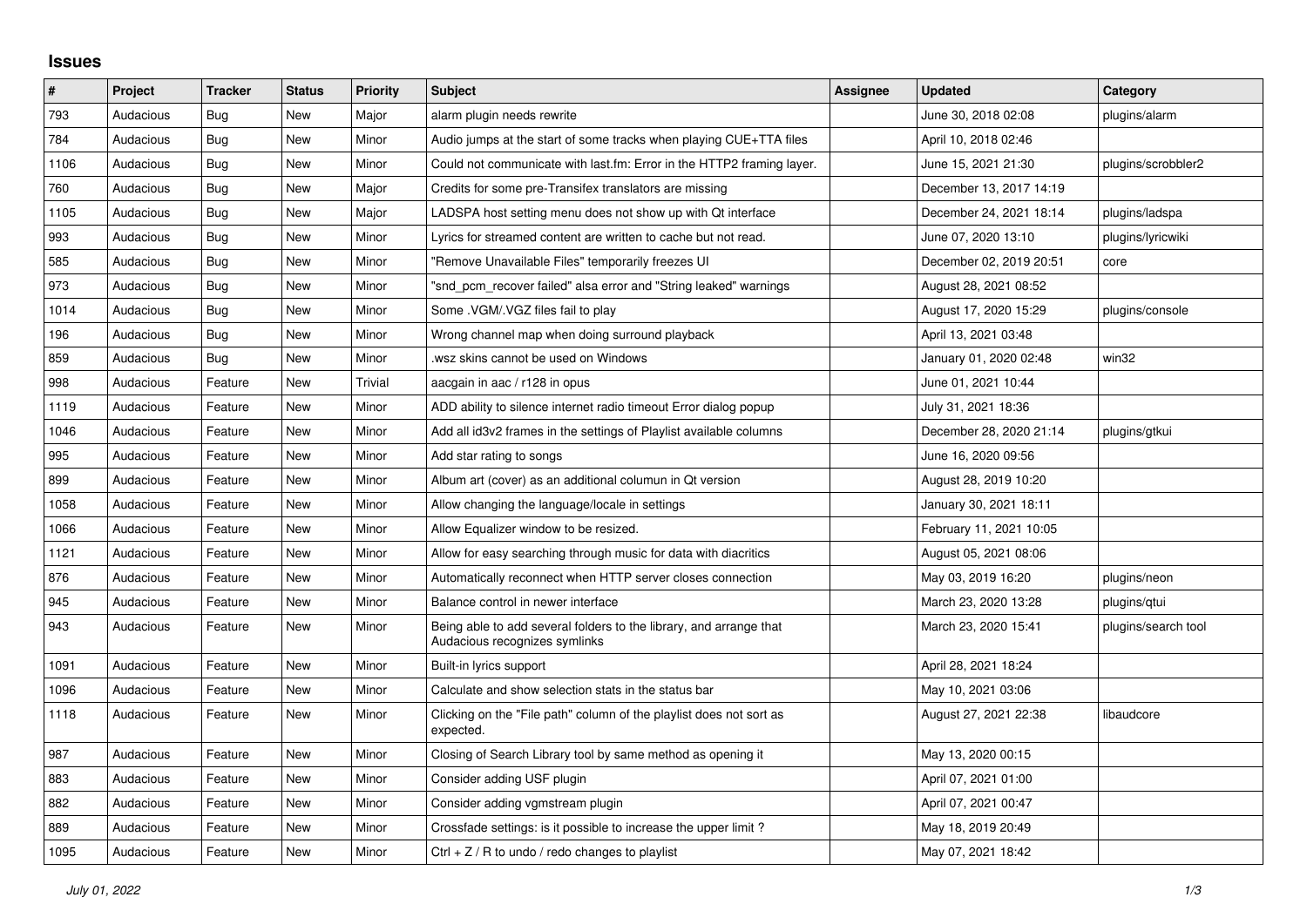## Issues

| # | Project | Tracker | Status | Priority | Subject | Assignee | Updated | Category |
|---|---|---|---|---|---|---|---|---|
| 793 | Audacious | Bug | New | Major | alarm plugin needs rewrite | | June 30, 2018 02:08 | plugins/alarm |
| 784 | Audacious | Bug | New | Minor | Audio jumps at the start of some tracks when playing CUE+TTA files | | April 10, 2018 02:46 | |
| 1106 | Audacious | Bug | New | Minor | Could not communicate with last.fm: Error in the HTTP2 framing layer. | | June 15, 2021 21:30 | plugins/scrobbler2 |
| 760 | Audacious | Bug | New | Major | Credits for some pre-Transifex translators are missing | | December 13, 2017 14:19 | |
| 1105 | Audacious | Bug | New | Major | LADSPA host setting menu does not show up with Qt interface | | December 24, 2021 18:14 | plugins/ladspa |
| 993 | Audacious | Bug | New | Minor | Lyrics for streamed content are written to cache but not read. | | June 07, 2020 13:10 | plugins/lyricwiki |
| 585 | Audacious | Bug | New | Minor | "Remove Unavailable Files" temporarily freezes UI | | December 02, 2019 20:51 | core |
| 973 | Audacious | Bug | New | Minor | "snd_pcm_recover failed" alsa error and "String leaked" warnings | | August 28, 2021 08:52 | |
| 1014 | Audacious | Bug | New | Minor | Some .VGM/.VGZ files fail to play | | August 17, 2020 15:29 | plugins/console |
| 196 | Audacious | Bug | New | Minor | Wrong channel map when doing surround playback | | April 13, 2021 03:48 | |
| 859 | Audacious | Bug | New | Minor | .wsz skins cannot be used on Windows | | January 01, 2020 02:48 | win32 |
| 998 | Audacious | Feature | New | Trivial | aacgain in aac / r128 in opus | | June 01, 2021 10:44 | |
| 1119 | Audacious | Feature | New | Minor | ADD ability to silence internet radio timeout Error dialog popup | | July 31, 2021 18:36 | |
| 1046 | Audacious | Feature | New | Minor | Add all id3v2 frames in the settings of Playlist available columns | | December 28, 2020 21:14 | plugins/gtkui |
| 995 | Audacious | Feature | New | Minor | Add star rating to songs | | June 16, 2020 09:56 | |
| 899 | Audacious | Feature | New | Minor | Album art (cover) as an additional columun in Qt version | | August 28, 2019 10:20 | |
| 1058 | Audacious | Feature | New | Minor | Allow changing the language/locale in settings | | January 30, 2021 18:11 | |
| 1066 | Audacious | Feature | New | Minor | Allow Equalizer window to be resized. | | February 11, 2021 10:05 | |
| 1121 | Audacious | Feature | New | Minor | Allow for easy searching through music for data with diacritics | | August 05, 2021 08:06 | |
| 876 | Audacious | Feature | New | Minor | Automatically reconnect when HTTP server closes connection | | May 03, 2019 16:20 | plugins/neon |
| 945 | Audacious | Feature | New | Minor | Balance control in newer interface | | March 23, 2020 13:28 | plugins/qtui |
| 943 | Audacious | Feature | New | Minor | Being able to add several folders to the library, and arrange that Audacious recognizes symlinks | | March 23, 2020 15:41 | plugins/search tool |
| 1091 | Audacious | Feature | New | Minor | Built-in lyrics support | | April 28, 2021 18:24 | |
| 1096 | Audacious | Feature | New | Minor | Calculate and show selection stats in the status bar | | May 10, 2021 03:06 | |
| 1118 | Audacious | Feature | New | Minor | Clicking on the "File path" column of the playlist does not sort as expected. | | August 27, 2021 22:38 | libaudcore |
| 987 | Audacious | Feature | New | Minor | Closing of Search Library tool by same method as opening it | | May 13, 2020 00:15 | |
| 883 | Audacious | Feature | New | Minor | Consider adding USF plugin | | April 07, 2021 01:00 | |
| 882 | Audacious | Feature | New | Minor | Consider adding vgmstream plugin | | April 07, 2021 00:47 | |
| 889 | Audacious | Feature | New | Minor | Crossfade settings: is it possible to increase the upper limit ? | | May 18, 2019 20:49 | |
| 1095 | Audacious | Feature | New | Minor | Ctrl + Z / R to undo / redo changes to playlist | | May 07, 2021 18:42 | |

*July 01, 2022*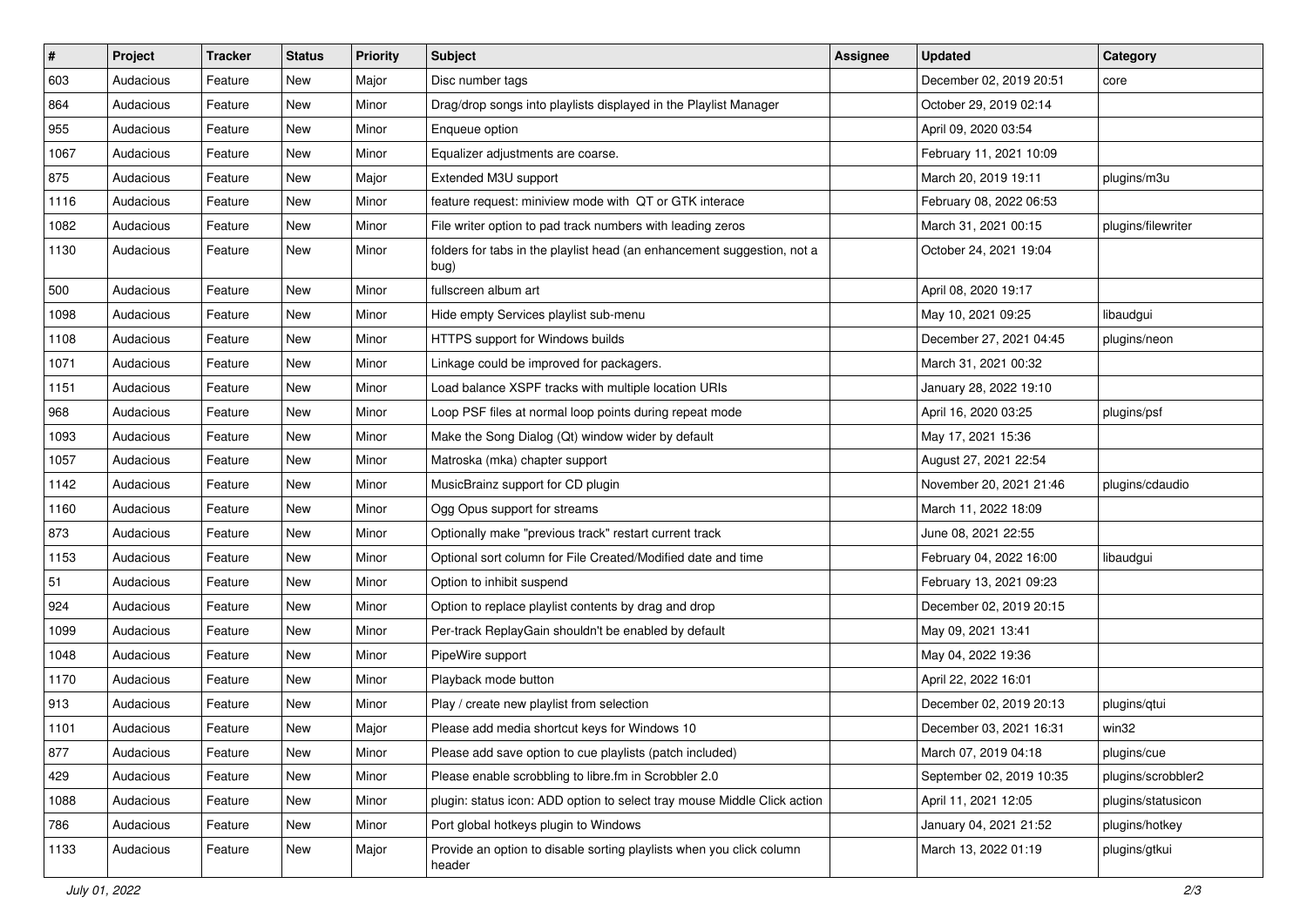| # | Project | Tracker | Status | Priority | Subject | Assignee | Updated | Category |
|---|---|---|---|---|---|---|---|---|
| 603 | Audacious | Feature | New | Major | Disc number tags | | December 02, 2019 20:51 | core |
| 864 | Audacious | Feature | New | Minor | Drag/drop songs into playlists displayed in the Playlist Manager | | October 29, 2019 02:14 | |
| 955 | Audacious | Feature | New | Minor | Enqueue option | | April 09, 2020 03:54 | |
| 1067 | Audacious | Feature | New | Minor | Equalizer adjustments are coarse. | | February 11, 2021 10:09 | |
| 875 | Audacious | Feature | New | Major | Extended M3U support | | March 20, 2019 19:11 | plugins/m3u |
| 1116 | Audacious | Feature | New | Minor | feature request: miniview mode with QT or GTK interace | | February 08, 2022 06:53 | |
| 1082 | Audacious | Feature | New | Minor | File writer option to pad track numbers with leading zeros | | March 31, 2021 00:15 | plugins/filewriter |
| 1130 | Audacious | Feature | New | Minor | folders for tabs in the playlist head (an enhancement suggestion, not a bug) | | October 24, 2021 19:04 | |
| 500 | Audacious | Feature | New | Minor | fullscreen album art | | April 08, 2020 19:17 | |
| 1098 | Audacious | Feature | New | Minor | Hide empty Services playlist sub-menu | | May 10, 2021 09:25 | libaudgui |
| 1108 | Audacious | Feature | New | Minor | HTTPS support for Windows builds | | December 27, 2021 04:45 | plugins/neon |
| 1071 | Audacious | Feature | New | Minor | Linkage could be improved for packagers. | | March 31, 2021 00:32 | |
| 1151 | Audacious | Feature | New | Minor | Load balance XSPF tracks with multiple location URIs | | January 28, 2022 19:10 | |
| 968 | Audacious | Feature | New | Minor | Loop PSF files at normal loop points during repeat mode | | April 16, 2020 03:25 | plugins/psf |
| 1093 | Audacious | Feature | New | Minor | Make the Song Dialog (Qt) window wider by default | | May 17, 2021 15:36 | |
| 1057 | Audacious | Feature | New | Minor | Matroska (mka) chapter support | | August 27, 2021 22:54 | |
| 1142 | Audacious | Feature | New | Minor | MusicBrainz support for CD plugin | | November 20, 2021 21:46 | plugins/cdaudio |
| 1160 | Audacious | Feature | New | Minor | Ogg Opus support for streams | | March 11, 2022 18:09 | |
| 873 | Audacious | Feature | New | Minor | Optionally make "previous track" restart current track | | June 08, 2021 22:55 | |
| 1153 | Audacious | Feature | New | Minor | Optional sort column for File Created/Modified date and time | | February 04, 2022 16:00 | libaudgui |
| 51 | Audacious | Feature | New | Minor | Option to inhibit suspend | | February 13, 2021 09:23 | |
| 924 | Audacious | Feature | New | Minor | Option to replace playlist contents by drag and drop | | December 02, 2019 20:15 | |
| 1099 | Audacious | Feature | New | Minor | Per-track ReplayGain shouldn't be enabled by default | | May 09, 2021 13:41 | |
| 1048 | Audacious | Feature | New | Minor | PipeWire support | | May 04, 2022 19:36 | |
| 1170 | Audacious | Feature | New | Minor | Playback mode button | | April 22, 2022 16:01 | |
| 913 | Audacious | Feature | New | Minor | Play / create new playlist from selection | | December 02, 2019 20:13 | plugins/qtui |
| 1101 | Audacious | Feature | New | Major | Please add media shortcut keys for Windows 10 | | December 03, 2021 16:31 | win32 |
| 877 | Audacious | Feature | New | Minor | Please add save option to cue playlists (patch included) | | March 07, 2019 04:18 | plugins/cue |
| 429 | Audacious | Feature | New | Minor | Please enable scrobbling to libre.fm in Scrobbler 2.0 | | September 02, 2019 10:35 | plugins/scrobbler2 |
| 1088 | Audacious | Feature | New | Minor | plugin: status icon: ADD option to select tray mouse Middle Click action | | April 11, 2021 12:05 | plugins/statusicon |
| 786 | Audacious | Feature | New | Minor | Port global hotkeys plugin to Windows | | January 04, 2021 21:52 | plugins/hotkey |
| 1133 | Audacious | Feature | New | Major | Provide an option to disable sorting playlists when you click column header | | March 13, 2022 01:19 | plugins/gtkui |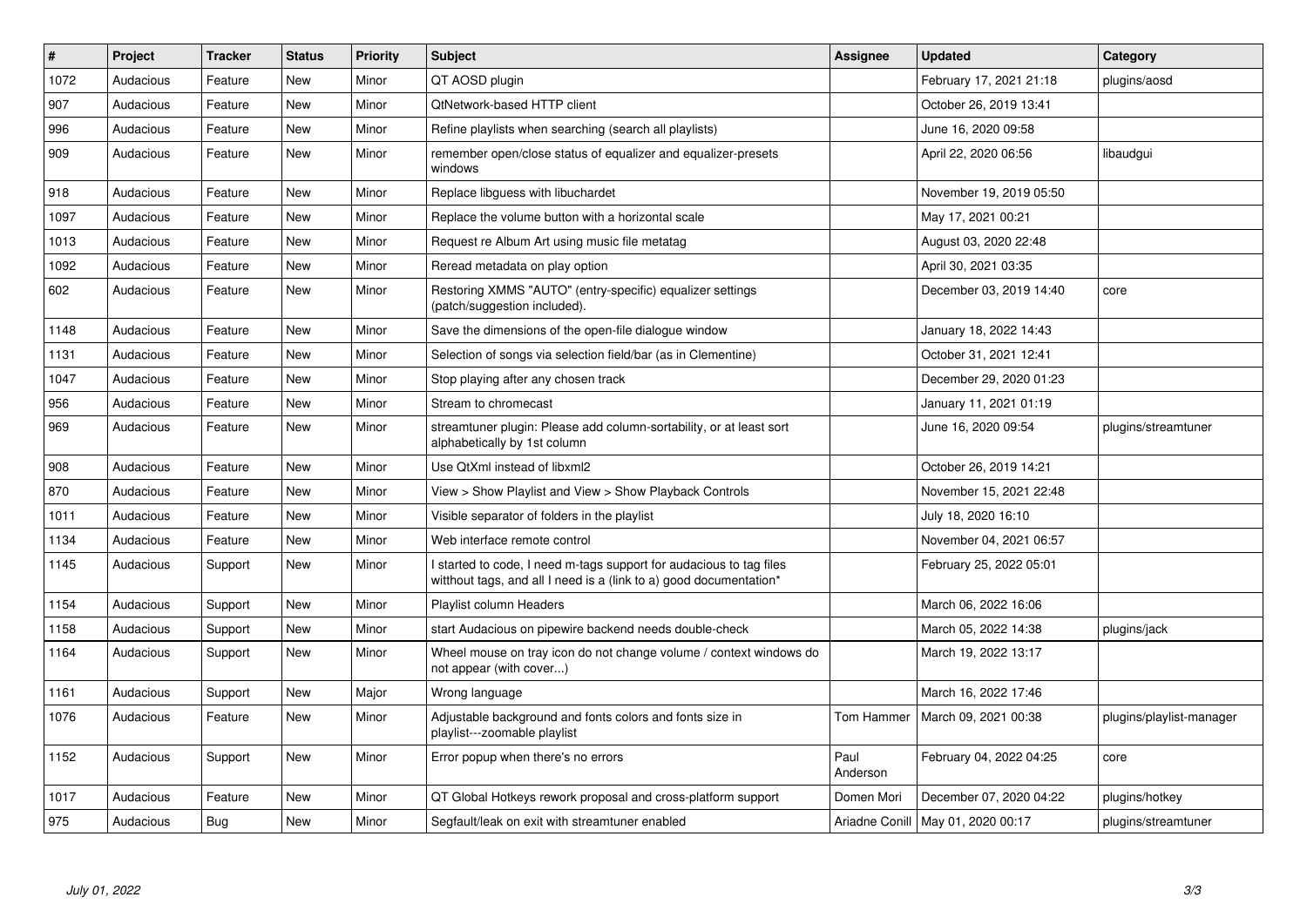| # | Project | Tracker | Status | Priority | Subject | Assignee | Updated | Category |
|---|---|---|---|---|---|---|---|---|
| 1072 | Audacious | Feature | New | Minor | QT AOSD plugin | | February 17, 2021 21:18 | plugins/aosd |
| 907 | Audacious | Feature | New | Minor | QtNetwork-based HTTP client | | October 26, 2019 13:41 | |
| 996 | Audacious | Feature | New | Minor | Refine playlists when searching (search all playlists) | | June 16, 2020 09:58 | |
| 909 | Audacious | Feature | New | Minor | remember open/close status of equalizer and equalizer-presets windows | | April 22, 2020 06:56 | libaudgui |
| 918 | Audacious | Feature | New | Minor | Replace libguess with libuchardet | | November 19, 2019 05:50 | |
| 1097 | Audacious | Feature | New | Minor | Replace the volume button with a horizontal scale | | May 17, 2021 00:21 | |
| 1013 | Audacious | Feature | New | Minor | Request re Album Art using music file metatag | | August 03, 2020 22:48 | |
| 1092 | Audacious | Feature | New | Minor | Reread metadata on play option | | April 30, 2021 03:35 | |
| 602 | Audacious | Feature | New | Minor | Restoring XMMS "AUTO" (entry-specific) equalizer settings (patch/suggestion included). | | December 03, 2019 14:40 | core |
| 1148 | Audacious | Feature | New | Minor | Save the dimensions of the open-file dialogue window | | January 18, 2022 14:43 | |
| 1131 | Audacious | Feature | New | Minor | Selection of songs via selection field/bar (as in Clementine) | | October 31, 2021 12:41 | |
| 1047 | Audacious | Feature | New | Minor | Stop playing after any chosen track | | December 29, 2020 01:23 | |
| 956 | Audacious | Feature | New | Minor | Stream to chromecast | | January 11, 2021 01:19 | |
| 969 | Audacious | Feature | New | Minor | streamtuner plugin: Please add column-sortability, or at least sort alphabetically by 1st column | | June 16, 2020 09:54 | plugins/streamtuner |
| 908 | Audacious | Feature | New | Minor | Use QtXml instead of libxml2 | | October 26, 2019 14:21 | |
| 870 | Audacious | Feature | New | Minor | View > Show Playlist and View > Show Playback Controls | | November 15, 2021 22:48 | |
| 1011 | Audacious | Feature | New | Minor | Visible separator of folders in the playlist | | July 18, 2020 16:10 | |
| 1134 | Audacious | Feature | New | Minor | Web interface remote control | | November 04, 2021 06:57 | |
| 1145 | Audacious | Support | New | Minor | I started to code, I need m-tags support for audacious to tag files witthout tags, and all I need is a (link to a) good documentation* | | February 25, 2022 05:01 | |
| 1154 | Audacious | Support | New | Minor | Playlist column Headers | | March 06, 2022 16:06 | |
| 1158 | Audacious | Support | New | Minor | start Audacious on pipewire backend needs double-check | | March 05, 2022 14:38 | plugins/jack |
| 1164 | Audacious | Support | New | Minor | Wheel mouse on tray icon do not change volume / context windows do not appear (with cover...) | | March 19, 2022 13:17 | |
| 1161 | Audacious | Support | New | Major | Wrong language | | March 16, 2022 17:46 | |
| 1076 | Audacious | Feature | New | Minor | Adjustable background and fonts colors and fonts size in playlist---zoomable playlist | Tom Hammer | March 09, 2021 00:38 | plugins/playlist-manager |
| 1152 | Audacious | Support | New | Minor | Error popup when there's no errors | Paul Anderson | February 04, 2022 04:25 | core |
| 1017 | Audacious | Feature | New | Minor | QT Global Hotkeys rework proposal and cross-platform support | Domen Mori | December 07, 2020 04:22 | plugins/hotkey |
| 975 | Audacious | Bug | New | Minor | Segfault/leak on exit with streamtuner enabled | Ariadne Conill | May 01, 2020 00:17 | plugins/streamtuner |

*July 01, 2022*